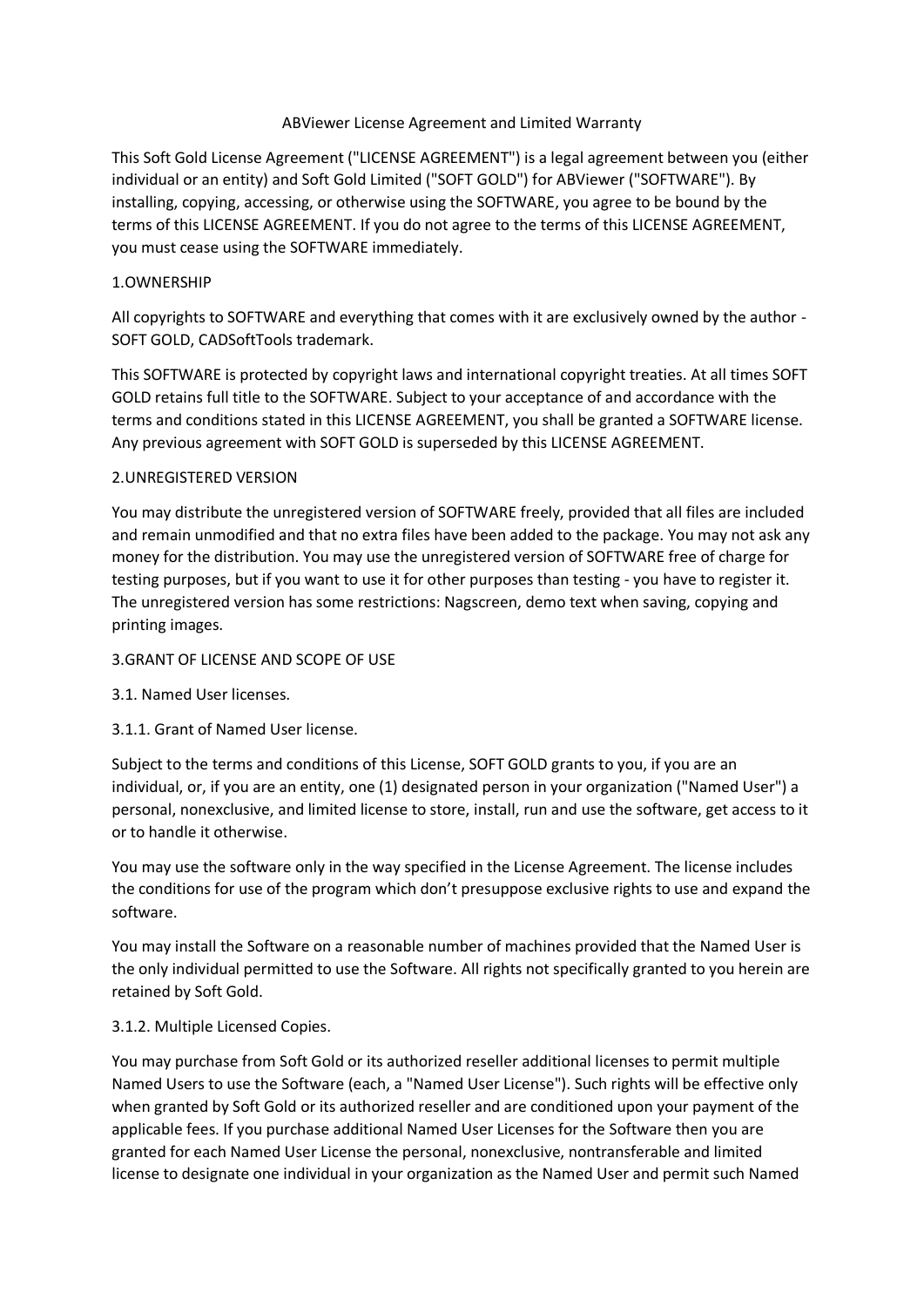# ABViewer License Agreement and Limited Warranty

This Soft Gold License Agreement ("LICENSE AGREEMENT") is a legal agreement between you (either individual or an entity) and Soft Gold Limited ("SOFT GOLD") for ABViewer ("SOFTWARE"). By installing, copying, accessing, or otherwise using the SOFTWARE, you agree to be bound by the terms of this LICENSE AGREEMENT. If you do not agree to the terms of this LICENSE AGREEMENT, you must cease using the SOFTWARE immediately.

## 1.OWNERSHIP

All copyrights to SOFTWARE and everything that comes with it are exclusively owned by the author - SOFT GOLD, CADSoftTools trademark.

This SOFTWARE is protected by copyright laws and international copyright treaties. At all times SOFT GOLD retains full title to the SOFTWARE. Subject to your acceptance of and accordance with the terms and conditions stated in this LICENSE AGREEMENT, you shall be granted a SOFTWARE license. Any previous agreement with SOFT GOLD is superseded by this LICENSE AGREEMENT.

## 2.UNREGISTERED VERSION

You may distribute the unregistered version of SOFTWARE freely, provided that all files are included and remain unmodified and that no extra files have been added to the package. You may not ask any money for the distribution. You may use the unregistered version of SOFTWARE free of charge for testing purposes, but if you want to use it for other purposes than testing - you have to register it. The unregistered version has some restrictions: Nagscreen, demo text when saving, copying and printing images.

## 3.GRANT OF LICENSE AND SCOPE OF USE

### 3.1. Named User licenses.

#### 3.1.1. Grant of Named User license.

Subject to the terms and conditions of this License, SOFT GOLD grants to you, if you are an individual, or, if you are an entity, one (1) designated person in your organization ("Named User") a personal, nonexclusive, and limited license to store, install, run and use the software, get access to it or to handle it otherwise.

You may use the software only in the way specified in the License Agreement. The license includes the conditions for use of the program which don't presuppose exclusive rights to use and expand the software.

You may install the Software on a reasonable number of machines provided that the Named User is the only individual permitted to use the Software. All rights not specifically granted to you herein are retained by Soft Gold.

#### 3.1.2. Multiple Licensed Copies.

You may purchase from Soft Gold or its authorized reseller additional licenses to permit multiple Named Users to use the Software (each, a "Named User License"). Such rights will be effective only when granted by Soft Gold or its authorized reseller and are conditioned upon your payment of the applicable fees. If you purchase additional Named User Licenses for the Software then you are granted for each Named User License the personal, nonexclusive, nontransferable and limited license to designate one individual in your organization as the Named User and permit such Named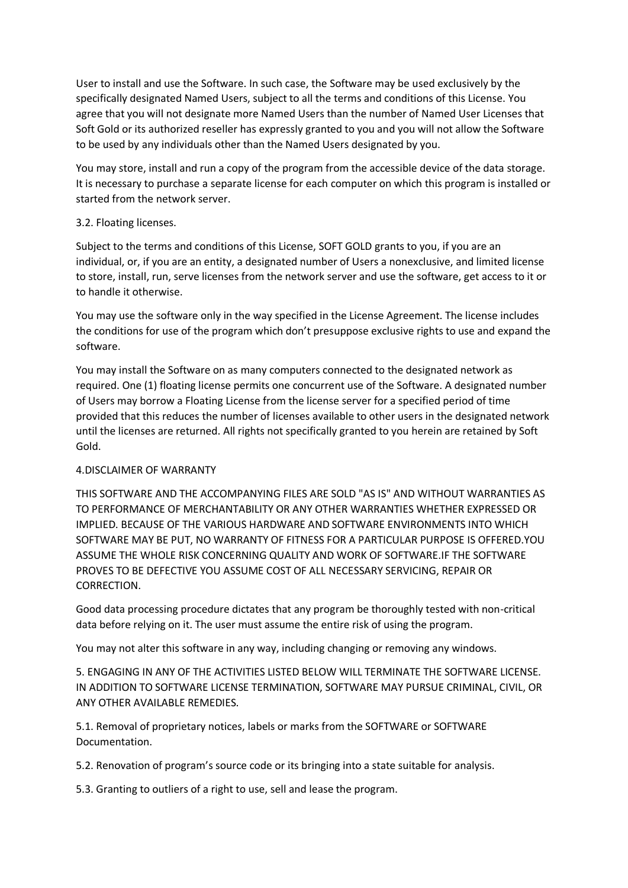User to install and use the Software. In such case, the Software may be used exclusively by the specifically designated Named Users, subject to all the terms and conditions of this License. You agree that you will not designate more Named Users than the number of Named User Licenses that Soft Gold or its authorized reseller has expressly granted to you and you will not allow the Software to be used by any individuals other than the Named Users designated by you.

You may store, install and run a copy of the program from the accessible device of the data storage. It is necessary to purchase a separate license for each computer on which this program is installed or started from the network server.

3.2. Floating licenses.

Subject to the terms and conditions of this License, SOFT GOLD grants to you, if you are an individual, or, if you are an entity, a designated number of Users a nonexclusive, and limited license to store, install, run, serve licenses from the network server and use the software, get access to it or to handle it otherwise.

You may use the software only in the way specified in the License Agreement. The license includes the conditions for use of the program which don't presuppose exclusive rights to use and expand the software.

You may install the Software on as many computers connected to the designated network as required. One (1) floating license permits one concurrent use of the Software. A designated number of Users may borrow a Floating License from the license server for a specified period of time provided that this reduces the number of licenses available to other users in the designated network until the licenses are returned. All rights not specifically granted to you herein are retained by Soft Gold.

4.DISCLAIMER OF WARRANTY

THIS SOFTWARE AND THE ACCOMPANYING FILES ARE SOLD "AS IS" AND WITHOUT WARRANTIES AS TO PERFORMANCE OF MERCHANTABILITY OR ANY OTHER WARRANTIES WHETHER EXPRESSED OR IMPLIED. BECAUSE OF THE VARIOUS HARDWARE AND SOFTWARE ENVIRONMENTS INTO WHICH SOFTWARE MAY BE PUT, NO WARRANTY OF FITNESS FOR A PARTICULAR PURPOSE IS OFFERED.YOU ASSUME THE WHOLE RISK CONCERNING QUALITY AND WORK OF SOFTWARE.IF THE SOFTWARE PROVES TO BE DEFECTIVE YOU ASSUME COST OF ALL NECESSARY SERVICING, REPAIR OR CORRECTION.

Good data processing procedure dictates that any program be thoroughly tested with non-critical data before relying on it. The user must assume the entire risk of using the program.

You may not alter this software in any way, including changing or removing any windows.

5. ENGAGING IN ANY OF THE ACTIVITIES LISTED BELOW WILL TERMINATE THE SOFTWARE LICENSE. IN ADDITION TO SOFTWARE LICENSE TERMINATION, SOFTWARE MAY PURSUE CRIMINAL, CIVIL, OR ANY OTHER AVAILABLE REMEDIES.

5.1. Removal of proprietary notices, labels or marks from the SOFTWARE or SOFTWARE Documentation.

5.2. Renovation of program's source code or its bringing into a state suitable for analysis.

5.3. Granting to outliers of a right to use, sell and lease the program.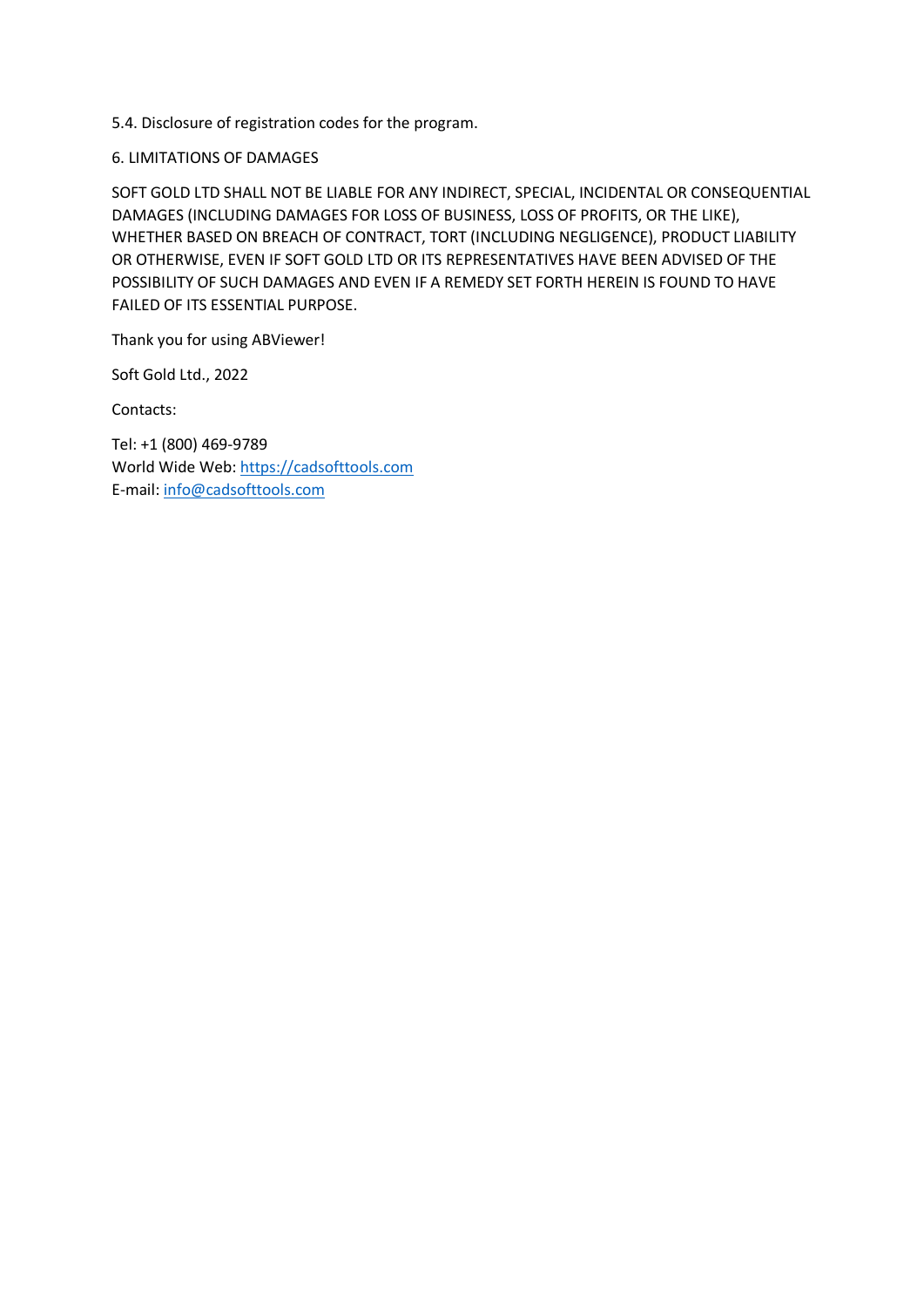5.4. Disclosure of registration codes for the program.

## 6. LIMITATIONS OF DAMAGES

SOFT GOLD LTD SHALL NOT BE LIABLE FOR ANY INDIRECT, SPECIAL, INCIDENTAL OR CONSEQUENTIAL DAMAGES (INCLUDING DAMAGES FOR LOSS OF BUSINESS, LOSS OF PROFITS, OR THE LIKE), WHETHER BASED ON BREACH OF CONTRACT, TORT (INCLUDING NEGLIGENCE), PRODUCT LIABILITY OR OTHERWISE, EVEN IF SOFT GOLD LTD OR ITS REPRESENTATIVES HAVE BEEN ADVISED OF THE POSSIBILITY OF SUCH DAMAGES AND EVEN IF A REMEDY SET FORTH HEREIN IS FOUND TO HAVE FAILED OF ITS ESSENTIAL PURPOSE.

Thank you for using ABViewer!

Soft Gold Ltd., 2022

Contacts:

Tel: +1 (800) 469-9789
World Wide Web: [https://cadsofttools.com](https://cadsofttools.com)
E-mail: [info@cadsofttools.com](mailto:info@cadsofttools.com)